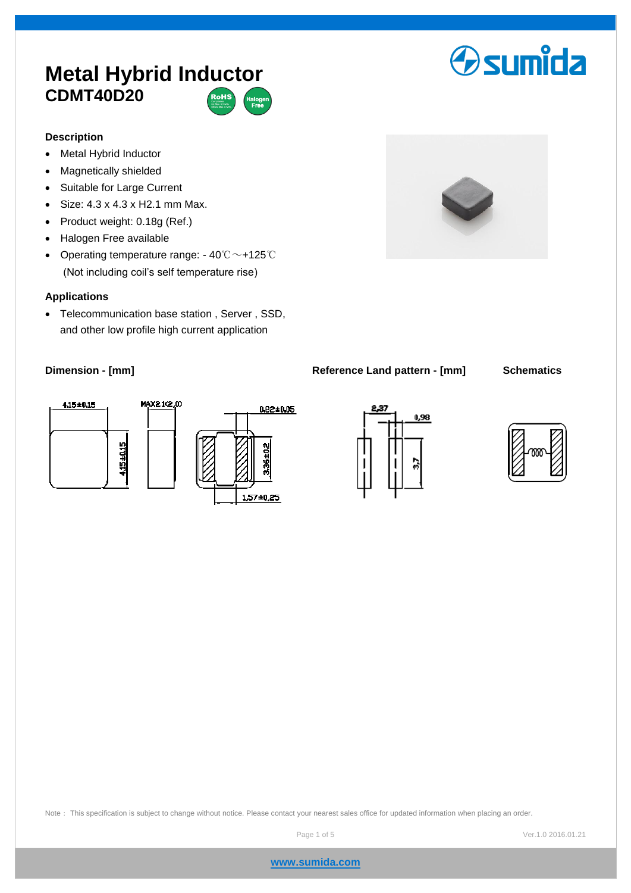# Metal Hybrid Inductor

## CDMT40D20

RoHS Halogen Free

sumida

### Description

- Metal Hybrid Inductor
- Magnetically shielded
- Suitable for Large Current
- Size: 4.3 x 4.3 x H2.1 mm Max.
- Product weight: 0.18g (Ref.)
- Halogen Free available
- Operating temperature range: - 40℃～+125℃
  (Not including coil's self temperature rise)

### Applications

- Telecommunication base station , Server , SSD, and other low profile high current application

### Dimension - [mm]

4.15±0.15

MAX2.1(2.0)

0.82±0.05

4.15±0.15

3.36±0.2

1.57±0.25

### Reference Land pattern - [mm]

2.37

0.98

3.7

### Schematics

Note： This specification is subject to change without notice. Please contact your nearest sales office for updated information when placing an order.

Ver.1.0 2016.01.21

www.sumida.com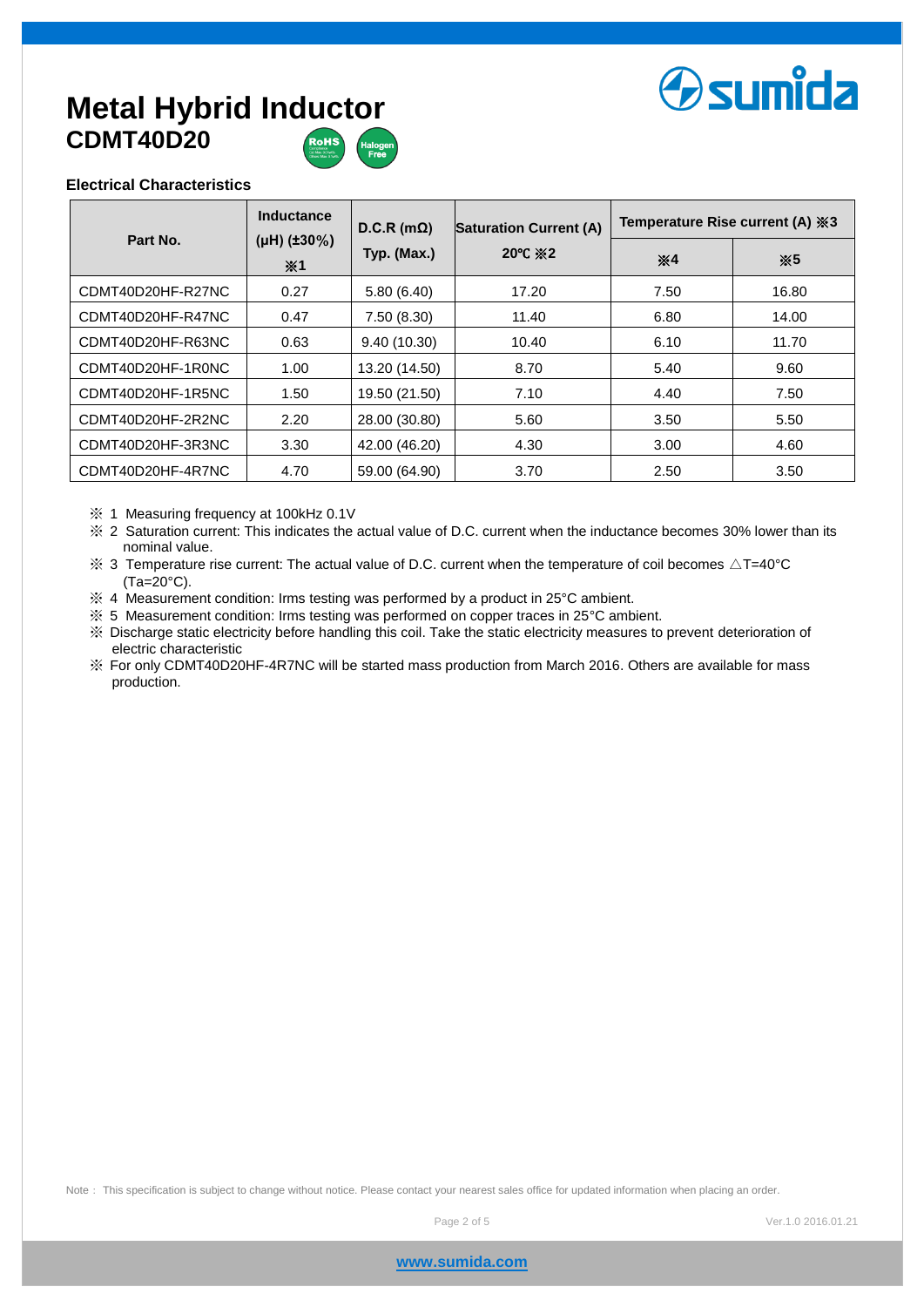# Metal Hybrid Inductor

## CDMT40D20

### Electrical Characteristics

| Part No. | Inductance (μH) (±30%) ※1 | D.C.R (mΩ) Typ. (Max.) | Saturation Current (A) 20℃ ※2 | Temperature Rise current (A) ※3 | |
|---|---|---|---|---|---|
| | | | | ※4 | ※5 |
| CDMT40D20HF-R27NC | 0.27 | 5.80 (6.40) | 17.20 | 7.50 | 16.80 |
| CDMT40D20HF-R47NC | 0.47 | 7.50 (8.30) | 11.40 | 6.80 | 14.00 |
| CDMT40D20HF-R63NC | 0.63 | 9.40 (10.30) | 10.40 | 6.10 | 11.70 |
| CDMT40D20HF-1R0NC | 1.00 | 13.20 (14.50) | 8.70 | 5.40 | 9.60 |
| CDMT40D20HF-1R5NC | 1.50 | 19.50 (21.50) | 7.10 | 4.40 | 7.50 |
| CDMT40D20HF-2R2NC | 2.20 | 28.00 (30.80) | 5.60 | 3.50 | 5.50 |
| CDMT40D20HF-3R3NC | 3.30 | 42.00 (46.20) | 4.30 | 3.00 | 4.60 |
| CDMT40D20HF-4R7NC | 4.70 | 59.00 (64.90) | 3.70 | 2.50 | 3.50 |

※ 1 Measuring frequency at 100kHz 0.1V

※ 2 Saturation current: This indicates the actual value of D.C. current when the inductance becomes 30% lower than its nominal value.

※ 3 Temperature rise current: The actual value of D.C. current when the temperature of coil becomes △T=40°C (Ta=20°C).

※ 4 Measurement condition: Irms testing was performed by a product in 25°C ambient.

※ 5 Measurement condition: Irms testing was performed on copper traces in 25°C ambient.

※ Discharge static electricity before handling this coil. Take the static electricity measures to prevent deterioration of electric characteristic

※ For only CDMT40D20HF-4R7NC will be started mass production from March 2016. Others are available for mass production.

Note : This specification is subject to change without notice. Please contact your nearest sales office for updated information when placing an order.

Ver.1.0 2016.01.21

www.sumida.com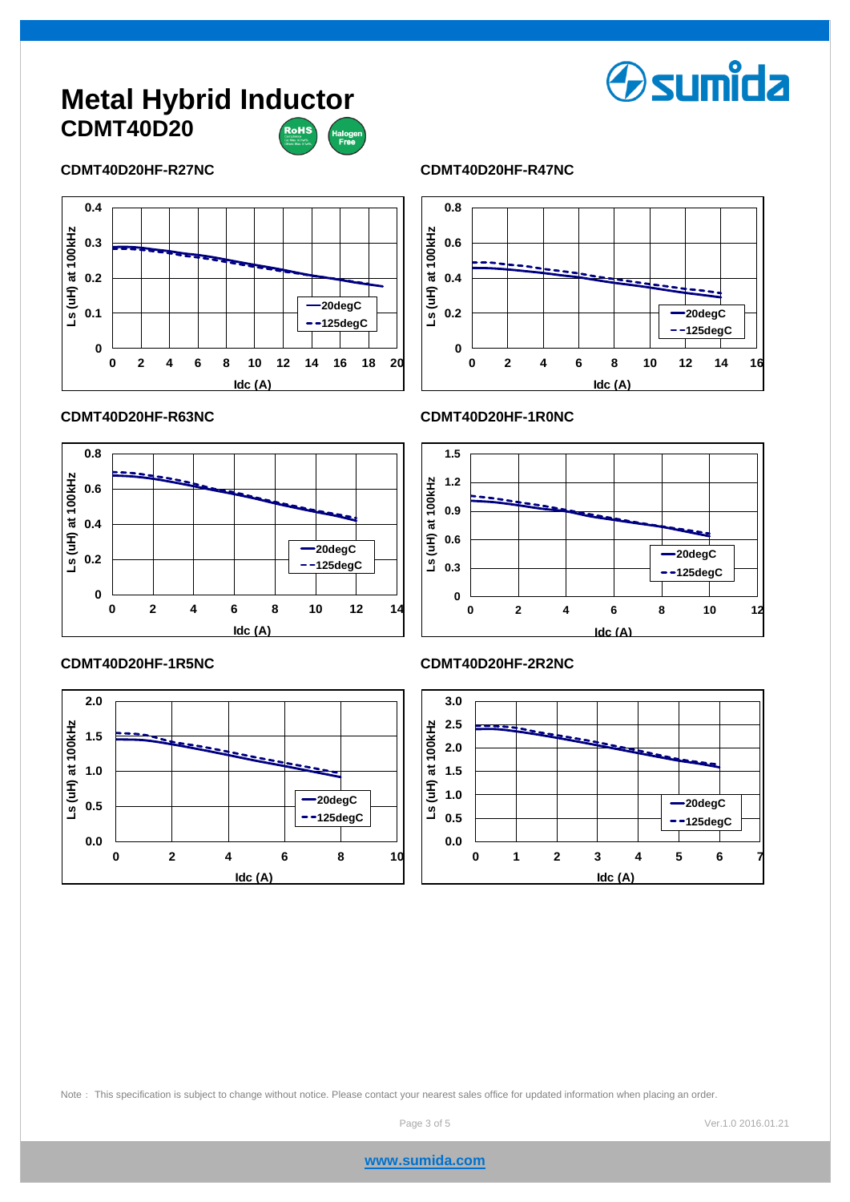# Metal Hybrid Inductor

## CDMT40D20

RoHS Halogen Free

### CDMT40D20HF-R27NC

Ls (uH) at 100kHz vs. Idc (A) — 20degC, 125degC

### CDMT40D20HF-R47NC

Ls (uH) at 100kHz vs. Idc (A) — 20degC, 125degC

### CDMT40D20HF-R63NC

Ls (uH) at 100kHz vs. Idc (A) — 20degC, 125degC

### CDMT40D20HF-1R0NC

Ls (uH) at 100kHz vs. Idc (A) — 20degC, 125degC

### CDMT40D20HF-1R5NC

Ls (uH) at 100kHz vs. Idc (A) — 20degC, 125degC

### CDMT40D20HF-2R2NC

Ls (uH) at 100kHz vs. Idc (A) — 20degC, 125degC

Note : This specification is subject to change without notice. Please contact your nearest sales office for updated information when placing an order.

Ver.1.0 2016.01.21

www.sumida.com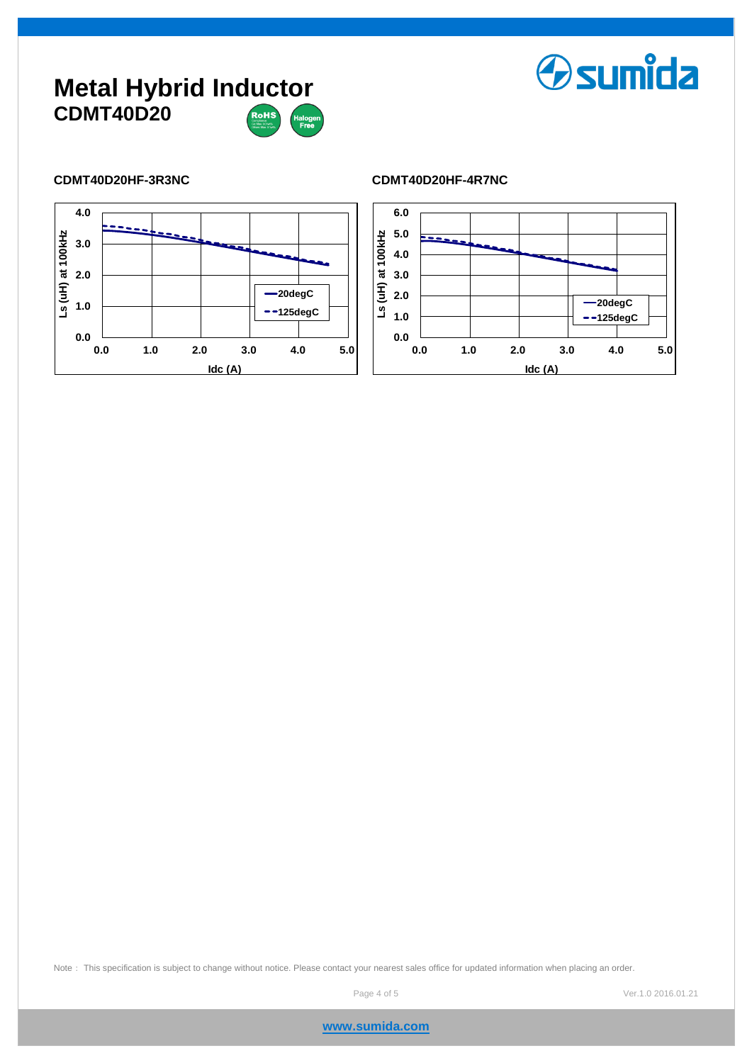# Metal Hybrid Inductor

## CDMT40D20

### CDMT40D20HF-3R3NC

Ls (uH) at 100kHz vs. Idc (A)

Legend: 20degC, 125degC

### CDMT40D20HF-4R7NC

Ls (uH) at 100kHz vs. Idc (A)

Legend: 20degC, 125degC

Note : This specification is subject to change without notice. Please contact your nearest sales office for updated information when placing an order.

Ver.1.0 2016.01.21

www.sumida.com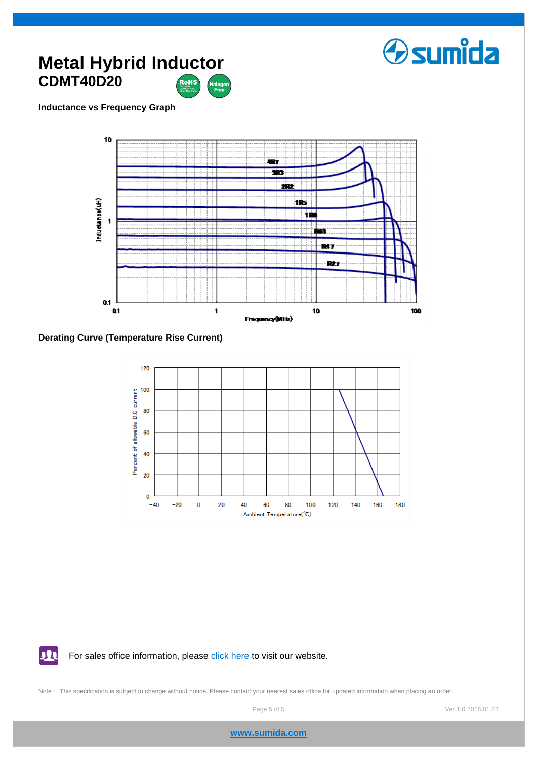# Metal Hybrid Inductor

## CDMT40D20

### Inductance vs Frequency Graph

### Derating Curve (Temperature Rise Current)

For sales office information, please click here to visit our website.

Note : This specification is subject to change without notice. Please contact your nearest sales office for updated information when placing an order.

Ver.1.0 2016.01.21

www.sumida.com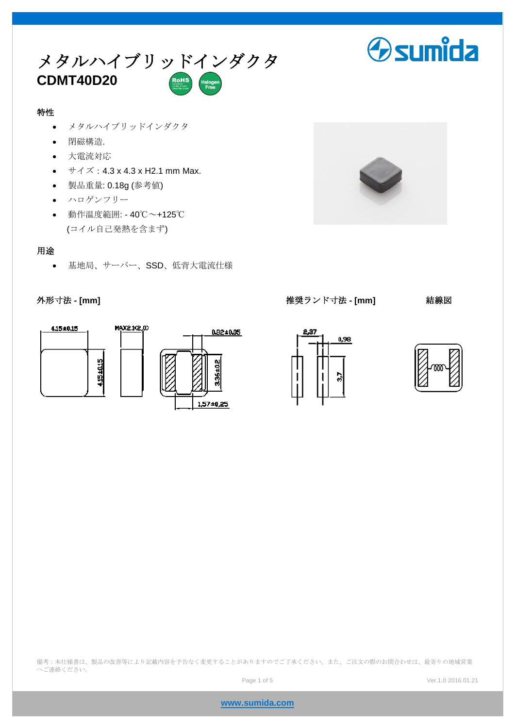# メタルハイブリッドインダクタ

**CDMT40D20**

RoHS Halogen Free

## 特性

- メタルハイブリッドインダクタ
- 閉磁構造.
- 大電流対応
- サイズ：4.3 x 4.3 x H2.1 mm Max.
- 製品重量: 0.18g (参考値)
- ハロゲンフリー
- 動作温度範囲: - 40℃～+125℃
  (コイル自己発熱を含まず)

## 用途

- 基地局、サーバー、SSD、低背大電流仕様

**外形寸法 - [mm]**

4.15±0.15
MAX2.1(2.0)
0.82±0.05
4.15±0.15
3.36±0.2
1.57±0.25

**推奨ランド寸法 - [mm]**

2.37
0.98
3.7

**結線図**

備考：本仕様書は、製品の改善等により記載内容を予告なく変更することがありますのでご了承ください。また、ご注文の際のお問合わせは、最寄りの地域営業へご連絡ください。

Ver.1.0 2016.01.21

www.sumida.com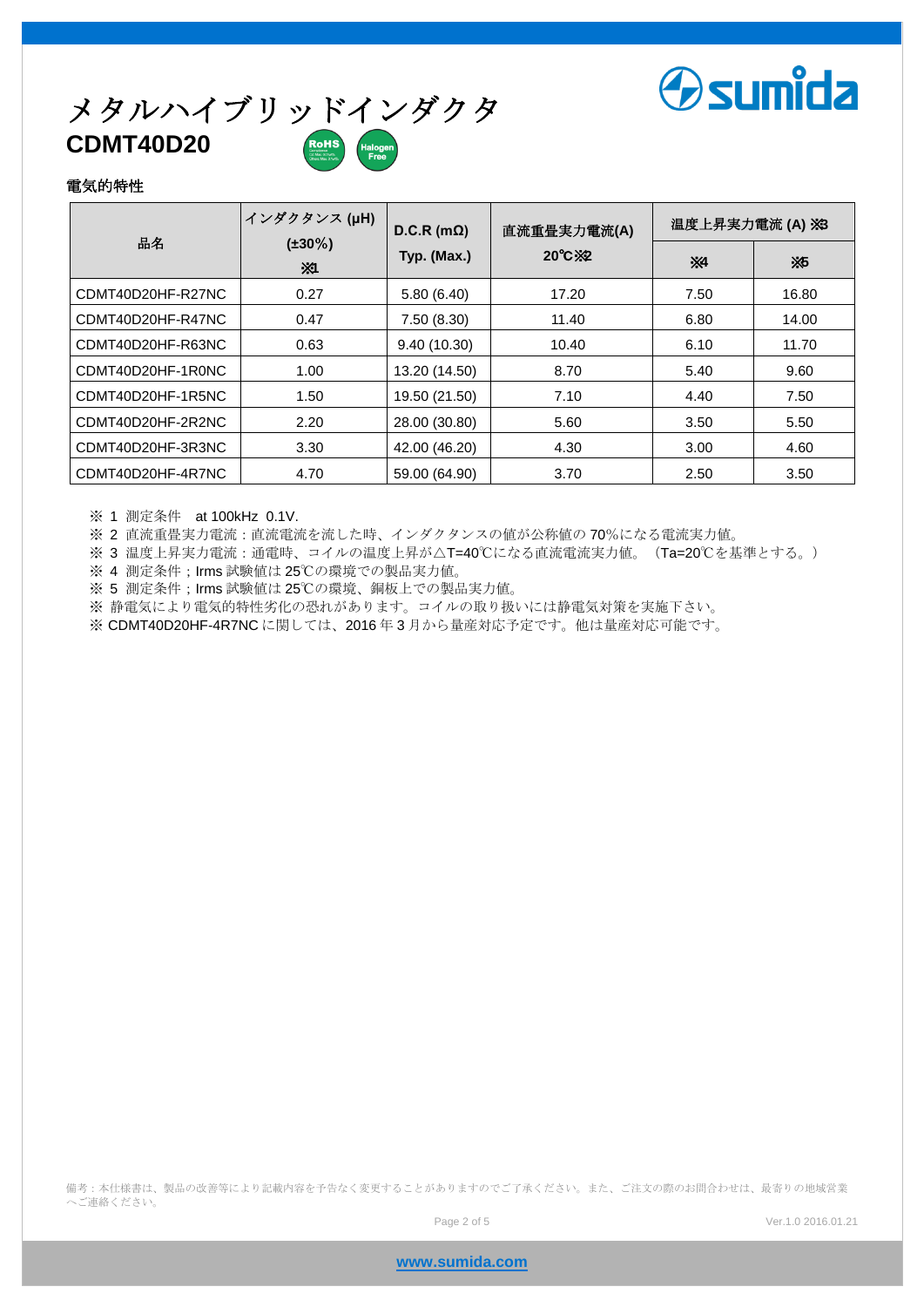# メタルハイブリッドインダクタ

**CDMT40D20**

## 電気的特性

| 品名 | インダクタンス (μH) (±30%) ※1 | D.C.R (mΩ) Typ. (Max.) | 直流重畳実力電流(A) 20℃※2 | 温度上昇実力電流 (A) ※3 | |
|---|---|---|---|---|---|
| | | | | ※4 | ※5 |
| CDMT40D20HF-R27NC | 0.27 | 5.80 (6.40) | 17.20 | 7.50 | 16.80 |
| CDMT40D20HF-R47NC | 0.47 | 7.50 (8.30) | 11.40 | 6.80 | 14.00 |
| CDMT40D20HF-R63NC | 0.63 | 9.40 (10.30) | 10.40 | 6.10 | 11.70 |
| CDMT40D20HF-1R0NC | 1.00 | 13.20 (14.50) | 8.70 | 5.40 | 9.60 |
| CDMT40D20HF-1R5NC | 1.50 | 19.50 (21.50) | 7.10 | 4.40 | 7.50 |
| CDMT40D20HF-2R2NC | 2.20 | 28.00 (30.80) | 5.60 | 3.50 | 5.50 |
| CDMT40D20HF-3R3NC | 3.30 | 42.00 (46.20) | 4.30 | 3.00 | 4.60 |
| CDMT40D20HF-4R7NC | 4.70 | 59.00 (64.90) | 3.70 | 2.50 | 3.50 |

※ 1 測定条件　at 100kHz 0.1V.

※ 2 直流重畳実力電流：直流電流を流した時、インダクタンスの値が公称値の 70%になる電流実力値。

※ 3 温度上昇実力電流：通電時、コイルの温度上昇が△T=40℃になる直流電流実力値。（Ta=20℃を基準とする。）

※ 4 測定条件；Irms 試験値は 25℃の環境での製品実力値。

※ 5 測定条件；Irms 試験値は 25℃の環境、銅板上での製品実力値。

※ 静電気により電気的特性劣化の恐れがあります。コイルの取り扱いには静電気対策を実施下さい。

※ CDMT40D20HF-4R7NC に関しては、2016 年 3 月から量産対応予定です。他は量産対応可能です。

備考：本仕様書は、製品の改善等により記載内容を予告なく変更することがありますのでご了承ください。また、ご注文の際のお問合わせは、最寄りの地域営業へご連絡ください。

Ver.1.0 2016.01.21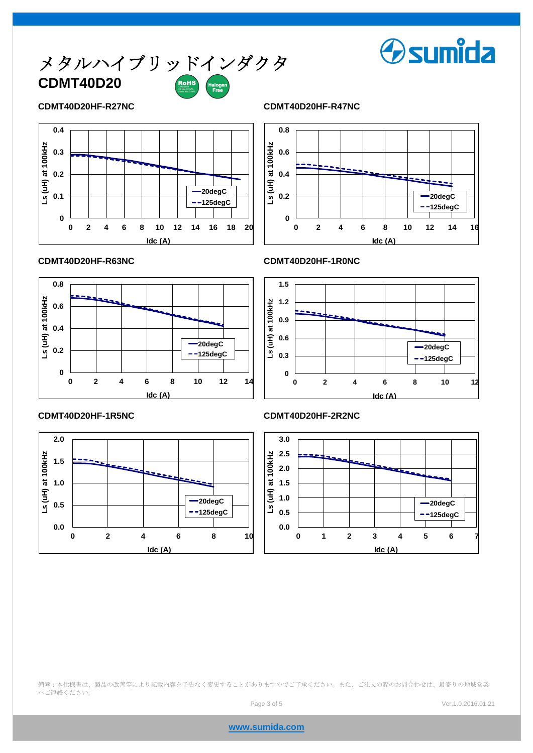# メタルハイブリッドインダクタ

## CDMT40D20

### CDMT40D20HF-R27NC

Ls (uH) at 100kHz vs Idc (A)

—20degC
--125degC

### CDMT40D20HF-R47NC

Ls (uH) at 100kHz vs Idc (A)

—20degC
--125degC

### CDMT40D20HF-R63NC

Ls (uH) at 100kHz vs Idc (A)

—20degC
--125degC

### CDMT40D20HF-1R0NC

Ls (uH) at 100kHz vs Idc (A)

—20degC
--125degC

### CDMT40D20HF-1R5NC

Ls (uH) at 100kHz vs Idc (A)

—20degC
--125degC

### CDMT40D20HF-2R2NC

Ls (uH) at 100kHz vs Idc (A)

—20degC
--125degC

備考：本仕様書は、製品の改善等により記載内容を予告なく変更することがありますのでご了承ください。また、ご注文の際のお問合わせは、最寄りの地域営業へご連絡ください。

Ver.1.0 2016.01.21

www.sumida.com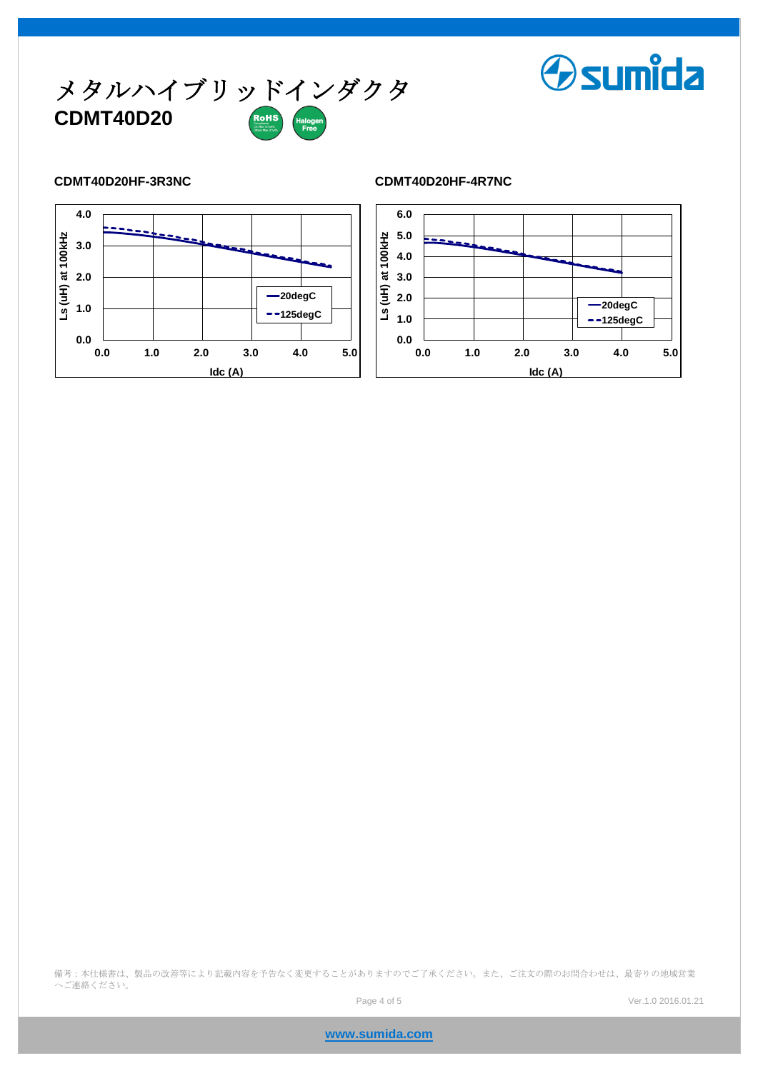# メタルハイブリッドインダクタ

## CDMT40D20

RoHS　Halogen Free

### CDMT40D20HF-3R3NC

Ls (uH) at 100kHz

4.0
3.0
2.0
1.0
0.0

0.0　1.0　2.0　3.0　4.0　5.0

Idc (A)

—20degC
- -125degC

### CDMT40D20HF-4R7NC

Ls (uH) at 100kHz

6.0
5.0
4.0
3.0
2.0
1.0
0.0

0.0　1.0　2.0　3.0　4.0　5.0

Idc (A)

—20degC
- -125degC

備考：本仕様書は、製品の改善等により記載内容を予告なく変更することがありますのでご了承ください。また、ご注文の際のお問合わせは、最寄りの地域営業へご連絡ください。

Ver.1.0 2016.01.21

www.sumida.com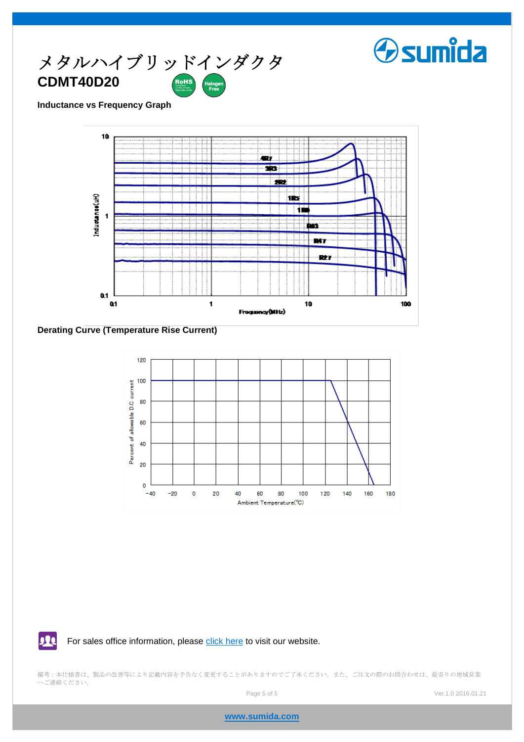# メタルハイブリッドインダクタ

**CDMT40D20**

RoHS

Halogen Free

### Inductance vs Frequency Graph

10

1

0.1

Inductance(uH)

0.1

1

10

100

Frequency(MHz)

4R7

3R3

2R2

1R5

1R0

R68

R47

R27

### Derating Curve (Temperature Rise Current)

120

100

80

60

40

20

0

Percent of allowable D.C current

−40

−20

0

20

40

60

80

100

120

140

160

180

Ambient Temperature(℃)

For sales office information, please click here to visit our website.

備考：本仕様書は、製品の改善等により記載内容を予告なく変更することがありますのでご了承ください。また、ご注文の際のお問合わせは、最寄りの地域営業へご連絡ください。

Ver.1.0 2016.01.21

www.sumida.com